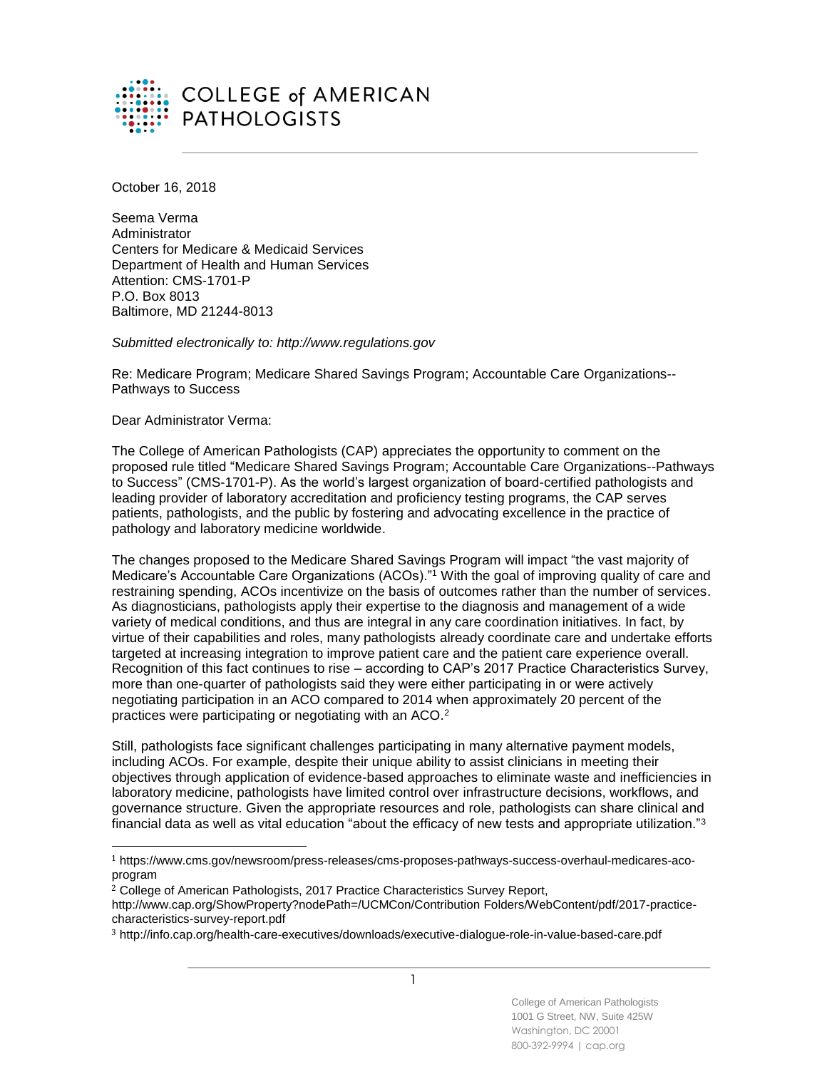# COLLEGE of AMERICAN PATHOLOGISTS

October 16, 2018

Seema Verma
Administrator
Centers for Medicare & Medicaid Services
Department of Health and Human Services
Attention: CMS-1701-P
P.O. Box 8013
Baltimore, MD 21244-8013

*Submitted electronically to: http://www.regulations.gov*

Re: Medicare Program; Medicare Shared Savings Program; Accountable Care Organizations--Pathways to Success

Dear Administrator Verma:

The College of American Pathologists (CAP) appreciates the opportunity to comment on the proposed rule titled "Medicare Shared Savings Program; Accountable Care Organizations--Pathways to Success" (CMS-1701-P). As the world's largest organization of board-certified pathologists and leading provider of laboratory accreditation and proficiency testing programs, the CAP serves patients, pathologists, and the public by fostering and advocating excellence in the practice of pathology and laboratory medicine worldwide.

The changes proposed to the Medicare Shared Savings Program will impact "the vast majority of Medicare's Accountable Care Organizations (ACOs)."[1] With the goal of improving quality of care and restraining spending, ACOs incentivize on the basis of outcomes rather than the number of services. As diagnosticians, pathologists apply their expertise to the diagnosis and management of a wide variety of medical conditions, and thus are integral in any care coordination initiatives. In fact, by virtue of their capabilities and roles, many pathologists already coordinate care and undertake efforts targeted at increasing integration to improve patient care and the patient care experience overall. Recognition of this fact continues to rise – according to CAP's 2017 Practice Characteristics Survey, more than one-quarter of pathologists said they were either participating in or were actively negotiating participation in an ACO compared to 2014 when approximately 20 percent of the practices were participating or negotiating with an ACO.[2]

Still, pathologists face significant challenges participating in many alternative payment models, including ACOs. For example, despite their unique ability to assist clinicians in meeting their objectives through application of evidence-based approaches to eliminate waste and inefficiencies in laboratory medicine, pathologists have limited control over infrastructure decisions, workflows, and governance structure. Given the appropriate resources and role, pathologists can share clinical and financial data as well as vital education "about the efficacy of new tests and appropriate utilization."[3]

---

[1] https://www.cms.gov/newsroom/press-releases/cms-proposes-pathways-success-overhaul-medicares-aco-program

[2] College of American Pathologists, 2017 Practice Characteristics Survey Report, http://www.cap.org/ShowProperty?nodePath=/UCMCon/Contribution Folders/WebContent/pdf/2017-practice-characteristics-survey-report.pdf

[3] http://info.cap.org/health-care-executives/downloads/executive-dialogue-role-in-value-based-care.pdf

College of American Pathologists
1001 G Street, NW, Suite 425W
Washington, DC 20001
800-392-9994 | cap.org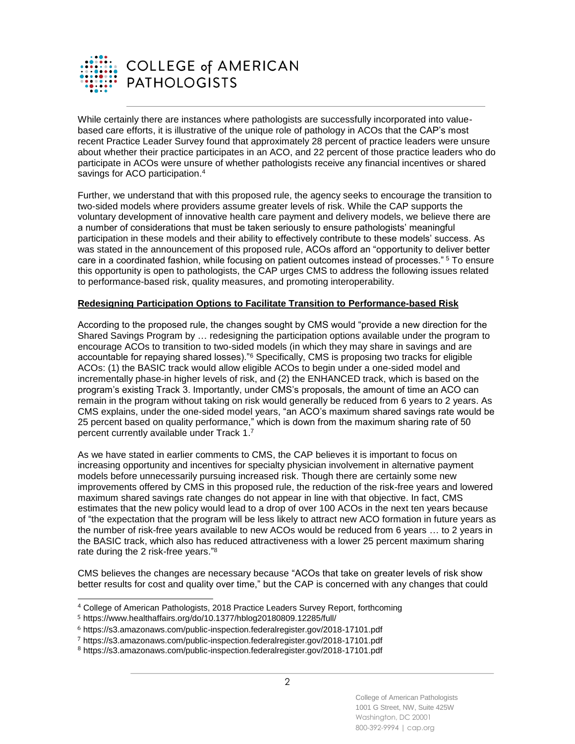While certainly there are instances where pathologists are successfully incorporated into value-based care efforts, it is illustrative of the unique role of pathology in ACOs that the CAP's most recent Practice Leader Survey found that approximately 28 percent of practice leaders were unsure about whether their practice participates in an ACO, and 22 percent of those practice leaders who do participate in ACOs were unsure of whether pathologists receive any financial incentives or shared savings for ACO participation.[4]

Further, we understand that with this proposed rule, the agency seeks to encourage the transition to two-sided models where providers assume greater levels of risk. While the CAP supports the voluntary development of innovative health care payment and delivery models, we believe there are a number of considerations that must be taken seriously to ensure pathologists' meaningful participation in these models and their ability to effectively contribute to these models' success. As was stated in the announcement of this proposed rule, ACOs afford an "opportunity to deliver better care in a coordinated fashion, while focusing on patient outcomes instead of processes." [5] To ensure this opportunity is open to pathologists, the CAP urges CMS to address the following issues related to performance-based risk, quality measures, and promoting interoperability.

**Redesigning Participation Options to Facilitate Transition to Performance-based Risk**

According to the proposed rule, the changes sought by CMS would "provide a new direction for the Shared Savings Program by … redesigning the participation options available under the program to encourage ACOs to transition to two-sided models (in which they may share in savings and are accountable for repaying shared losses)."[6] Specifically, CMS is proposing two tracks for eligible ACOs: (1) the BASIC track would allow eligible ACOs to begin under a one-sided model and incrementally phase-in higher levels of risk, and (2) the ENHANCED track, which is based on the program's existing Track 3. Importantly, under CMS's proposals, the amount of time an ACO can remain in the program without taking on risk would generally be reduced from 6 years to 2 years. As CMS explains, under the one-sided model years, "an ACO's maximum shared savings rate would be 25 percent based on quality performance," which is down from the maximum sharing rate of 50 percent currently available under Track 1.[7]

As we have stated in earlier comments to CMS, the CAP believes it is important to focus on increasing opportunity and incentives for specialty physician involvement in alternative payment models before unnecessarily pursuing increased risk. Though there are certainly some new improvements offered by CMS in this proposed rule, the reduction of the risk-free years and lowered maximum shared savings rate changes do not appear in line with that objective. In fact, CMS estimates that the new policy would lead to a drop of over 100 ACOs in the next ten years because of "the expectation that the program will be less likely to attract new ACO formation in future years as the number of risk-free years available to new ACOs would be reduced from 6 years … to 2 years in the BASIC track, which also has reduced attractiveness with a lower 25 percent maximum sharing rate during the 2 risk-free years."[8]

CMS believes the changes are necessary because "ACOs that take on greater levels of risk show better results for cost and quality over time," but the CAP is concerned with any changes that could

[4] College of American Pathologists, 2018 Practice Leaders Survey Report, forthcoming

[5] https://www.healthaffairs.org/do/10.1377/hblog20180809.12285/full/

[6] https://s3.amazonaws.com/public-inspection.federalregister.gov/2018-17101.pdf

[7] https://s3.amazonaws.com/public-inspection.federalregister.gov/2018-17101.pdf

[8] https://s3.amazonaws.com/public-inspection.federalregister.gov/2018-17101.pdf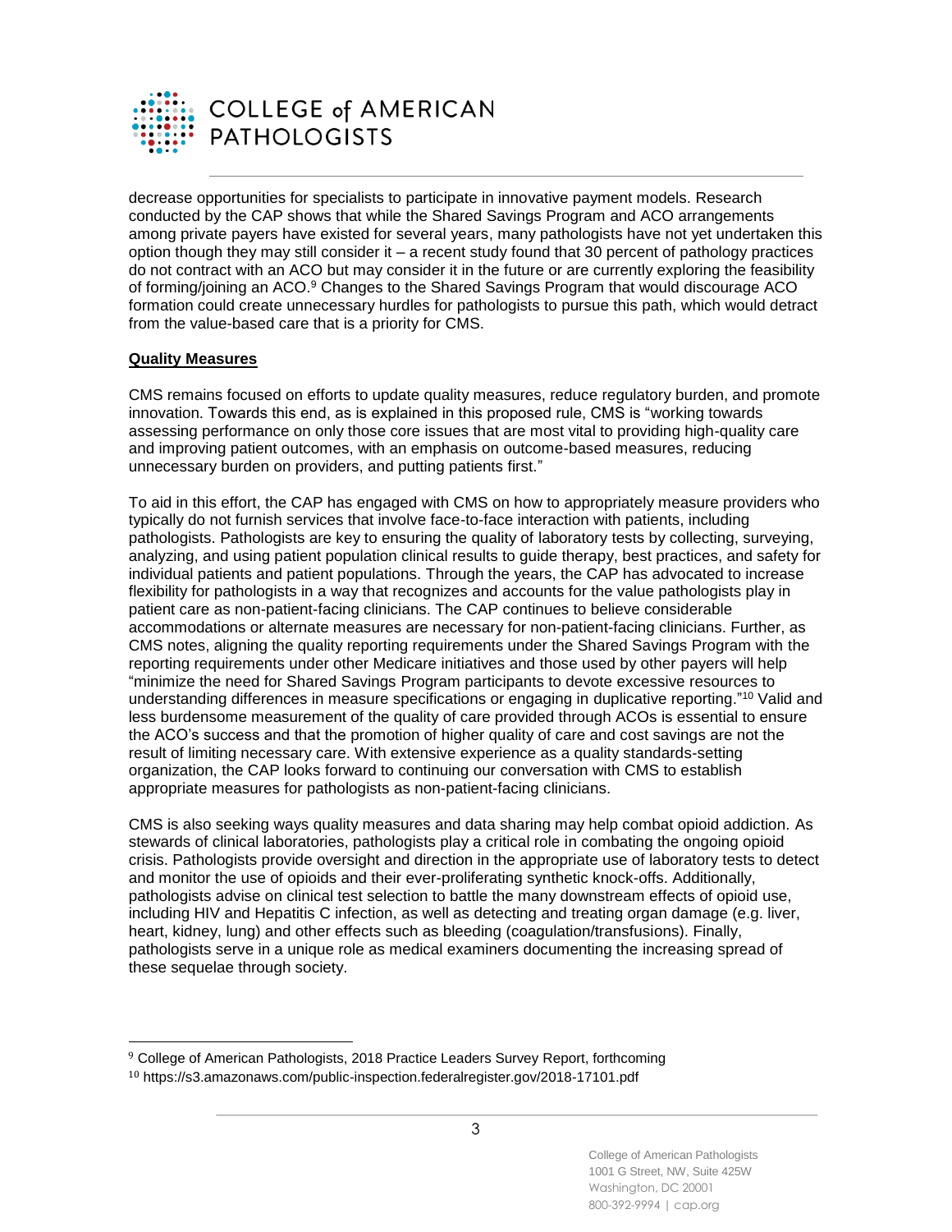decrease opportunities for specialists to participate in innovative payment models. Research conducted by the CAP shows that while the Shared Savings Program and ACO arrangements among private payers have existed for several years, many pathologists have not yet undertaken this option though they may still consider it – a recent study found that 30 percent of pathology practices do not contract with an ACO but may consider it in the future or are currently exploring the feasibility of forming/joining an ACO.[9] Changes to the Shared Savings Program that would discourage ACO formation could create unnecessary hurdles for pathologists to pursue this path, which would detract from the value-based care that is a priority for CMS.

**Quality Measures**

CMS remains focused on efforts to update quality measures, reduce regulatory burden, and promote innovation. Towards this end, as is explained in this proposed rule, CMS is "working towards assessing performance on only those core issues that are most vital to providing high-quality care and improving patient outcomes, with an emphasis on outcome-based measures, reducing unnecessary burden on providers, and putting patients first."

To aid in this effort, the CAP has engaged with CMS on how to appropriately measure providers who typically do not furnish services that involve face-to-face interaction with patients, including pathologists. Pathologists are key to ensuring the quality of laboratory tests by collecting, surveying, analyzing, and using patient population clinical results to guide therapy, best practices, and safety for individual patients and patient populations. Through the years, the CAP has advocated to increase flexibility for pathologists in a way that recognizes and accounts for the value pathologists play in patient care as non-patient-facing clinicians. The CAP continues to believe considerable accommodations or alternate measures are necessary for non-patient-facing clinicians. Further, as CMS notes, aligning the quality reporting requirements under the Shared Savings Program with the reporting requirements under other Medicare initiatives and those used by other payers will help "minimize the need for Shared Savings Program participants to devote excessive resources to understanding differences in measure specifications or engaging in duplicative reporting."[10] Valid and less burdensome measurement of the quality of care provided through ACOs is essential to ensure the ACO's success and that the promotion of higher quality of care and cost savings are not the result of limiting necessary care. With extensive experience as a quality standards-setting organization, the CAP looks forward to continuing our conversation with CMS to establish appropriate measures for pathologists as non-patient-facing clinicians.

CMS is also seeking ways quality measures and data sharing may help combat opioid addiction. As stewards of clinical laboratories, pathologists play a critical role in combating the ongoing opioid crisis. Pathologists provide oversight and direction in the appropriate use of laboratory tests to detect and monitor the use of opioids and their ever-proliferating synthetic knock-offs. Additionally, pathologists advise on clinical test selection to battle the many downstream effects of opioid use, including HIV and Hepatitis C infection, as well as detecting and treating organ damage (e.g. liver, heart, kidney, lung) and other effects such as bleeding (coagulation/transfusions). Finally, pathologists serve in a unique role as medical examiners documenting the increasing spread of these sequelae through society.

[9] College of American Pathologists, 2018 Practice Leaders Survey Report, forthcoming

[10] https://s3.amazonaws.com/public-inspection.federalregister.gov/2018-17101.pdf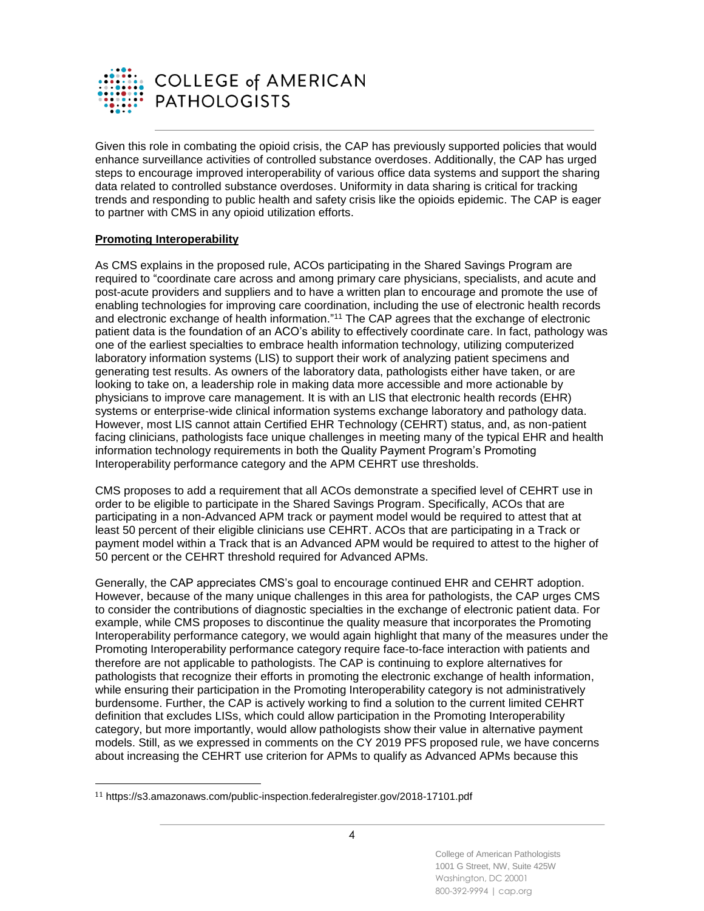Given this role in combating the opioid crisis, the CAP has previously supported policies that would enhance surveillance activities of controlled substance overdoses. Additionally, the CAP has urged steps to encourage improved interoperability of various office data systems and support the sharing data related to controlled substance overdoses. Uniformity in data sharing is critical for tracking trends and responding to public health and safety crisis like the opioids epidemic. The CAP is eager to partner with CMS in any opioid utilization efforts.

**Promoting Interoperability**

As CMS explains in the proposed rule, ACOs participating in the Shared Savings Program are required to "coordinate care across and among primary care physicians, specialists, and acute and post-acute providers and suppliers and to have a written plan to encourage and promote the use of enabling technologies for improving care coordination, including the use of electronic health records and electronic exchange of health information."[11] The CAP agrees that the exchange of electronic patient data is the foundation of an ACO's ability to effectively coordinate care. In fact, pathology was one of the earliest specialties to embrace health information technology, utilizing computerized laboratory information systems (LIS) to support their work of analyzing patient specimens and generating test results. As owners of the laboratory data, pathologists either have taken, or are looking to take on, a leadership role in making data more accessible and more actionable by physicians to improve care management. It is with an LIS that electronic health records (EHR) systems or enterprise-wide clinical information systems exchange laboratory and pathology data. However, most LIS cannot attain Certified EHR Technology (CEHRT) status, and, as non-patient facing clinicians, pathologists face unique challenges in meeting many of the typical EHR and health information technology requirements in both the Quality Payment Program's Promoting Interoperability performance category and the APM CEHRT use thresholds.

CMS proposes to add a requirement that all ACOs demonstrate a specified level of CEHRT use in order to be eligible to participate in the Shared Savings Program. Specifically, ACOs that are participating in a non-Advanced APM track or payment model would be required to attest that at least 50 percent of their eligible clinicians use CEHRT. ACOs that are participating in a Track or payment model within a Track that is an Advanced APM would be required to attest to the higher of 50 percent or the CEHRT threshold required for Advanced APMs.

Generally, the CAP appreciates CMS's goal to encourage continued EHR and CEHRT adoption. However, because of the many unique challenges in this area for pathologists, the CAP urges CMS to consider the contributions of diagnostic specialties in the exchange of electronic patient data. For example, while CMS proposes to discontinue the quality measure that incorporates the Promoting Interoperability performance category, we would again highlight that many of the measures under the Promoting Interoperability performance category require face-to-face interaction with patients and therefore are not applicable to pathologists. The CAP is continuing to explore alternatives for pathologists that recognize their efforts in promoting the electronic exchange of health information, while ensuring their participation in the Promoting Interoperability category is not administratively burdensome. Further, the CAP is actively working to find a solution to the current limited CEHRT definition that excludes LISs, which could allow participation in the Promoting Interoperability category, but more importantly, would allow pathologists show their value in alternative payment models. Still, as we expressed in comments on the CY 2019 PFS proposed rule, we have concerns about increasing the CEHRT use criterion for APMs to qualify as Advanced APMs because this

[11] https://s3.amazonaws.com/public-inspection.federalregister.gov/2018-17101.pdf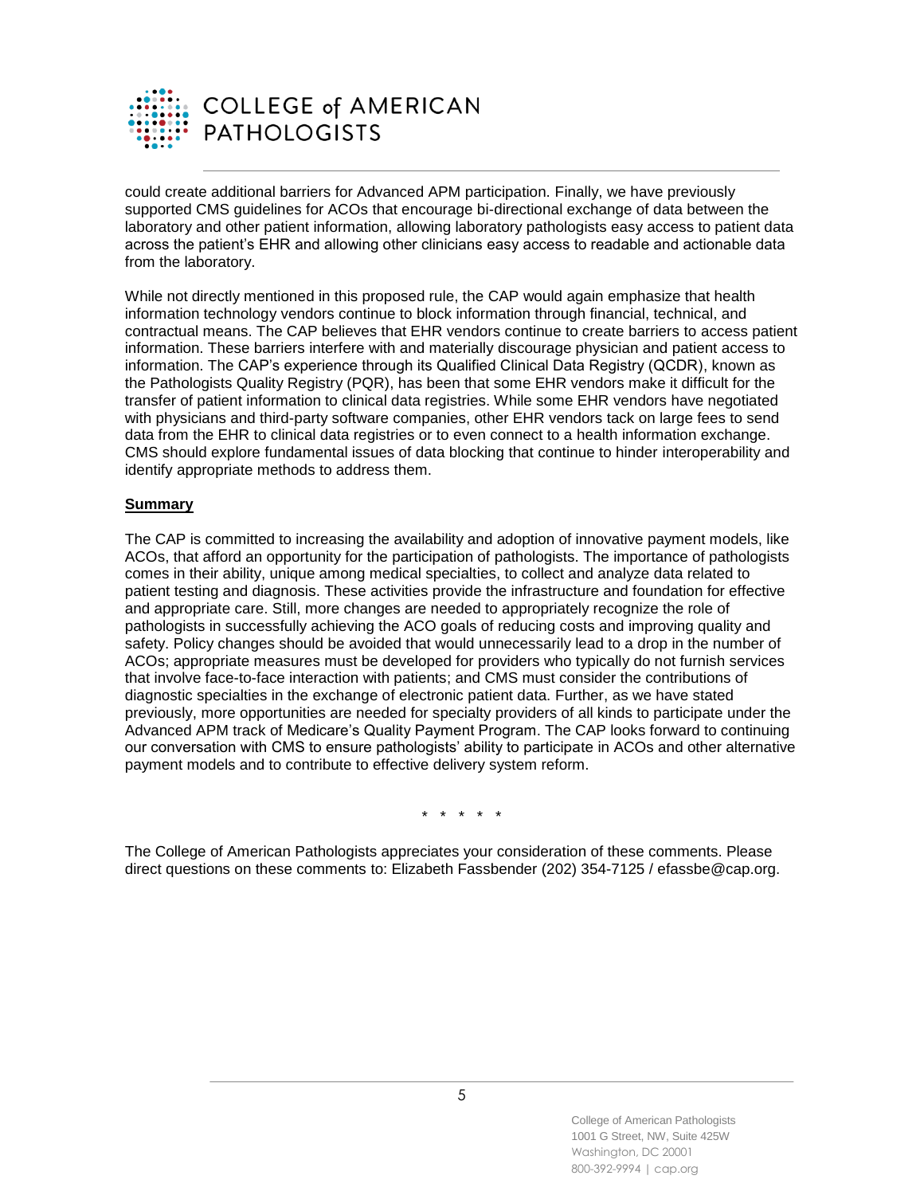could create additional barriers for Advanced APM participation. Finally, we have previously supported CMS guidelines for ACOs that encourage bi-directional exchange of data between the laboratory and other patient information, allowing laboratory pathologists easy access to patient data across the patient's EHR and allowing other clinicians easy access to readable and actionable data from the laboratory.

While not directly mentioned in this proposed rule, the CAP would again emphasize that health information technology vendors continue to block information through financial, technical, and contractual means. The CAP believes that EHR vendors continue to create barriers to access patient information. These barriers interfere with and materially discourage physician and patient access to information. The CAP's experience through its Qualified Clinical Data Registry (QCDR), known as the Pathologists Quality Registry (PQR), has been that some EHR vendors make it difficult for the transfer of patient information to clinical data registries. While some EHR vendors have negotiated with physicians and third-party software companies, other EHR vendors tack on large fees to send data from the EHR to clinical data registries or to even connect to a health information exchange. CMS should explore fundamental issues of data blocking that continue to hinder interoperability and identify appropriate methods to address them.

**Summary**

The CAP is committed to increasing the availability and adoption of innovative payment models, like ACOs, that afford an opportunity for the participation of pathologists. The importance of pathologists comes in their ability, unique among medical specialties, to collect and analyze data related to patient testing and diagnosis. These activities provide the infrastructure and foundation for effective and appropriate care. Still, more changes are needed to appropriately recognize the role of pathologists in successfully achieving the ACO goals of reducing costs and improving quality and safety. Policy changes should be avoided that would unnecessarily lead to a drop in the number of ACOs; appropriate measures must be developed for providers who typically do not furnish services that involve face-to-face interaction with patients; and CMS must consider the contributions of diagnostic specialties in the exchange of electronic patient data. Further, as we have stated previously, more opportunities are needed for specialty providers of all kinds to participate under the Advanced APM track of Medicare's Quality Payment Program. The CAP looks forward to continuing our conversation with CMS to ensure pathologists' ability to participate in ACOs and other alternative payment models and to contribute to effective delivery system reform.

\* \* \* \* \*

The College of American Pathologists appreciates your consideration of these comments. Please direct questions on these comments to: Elizabeth Fassbender (202) 354-7125 / efassbe@cap.org.